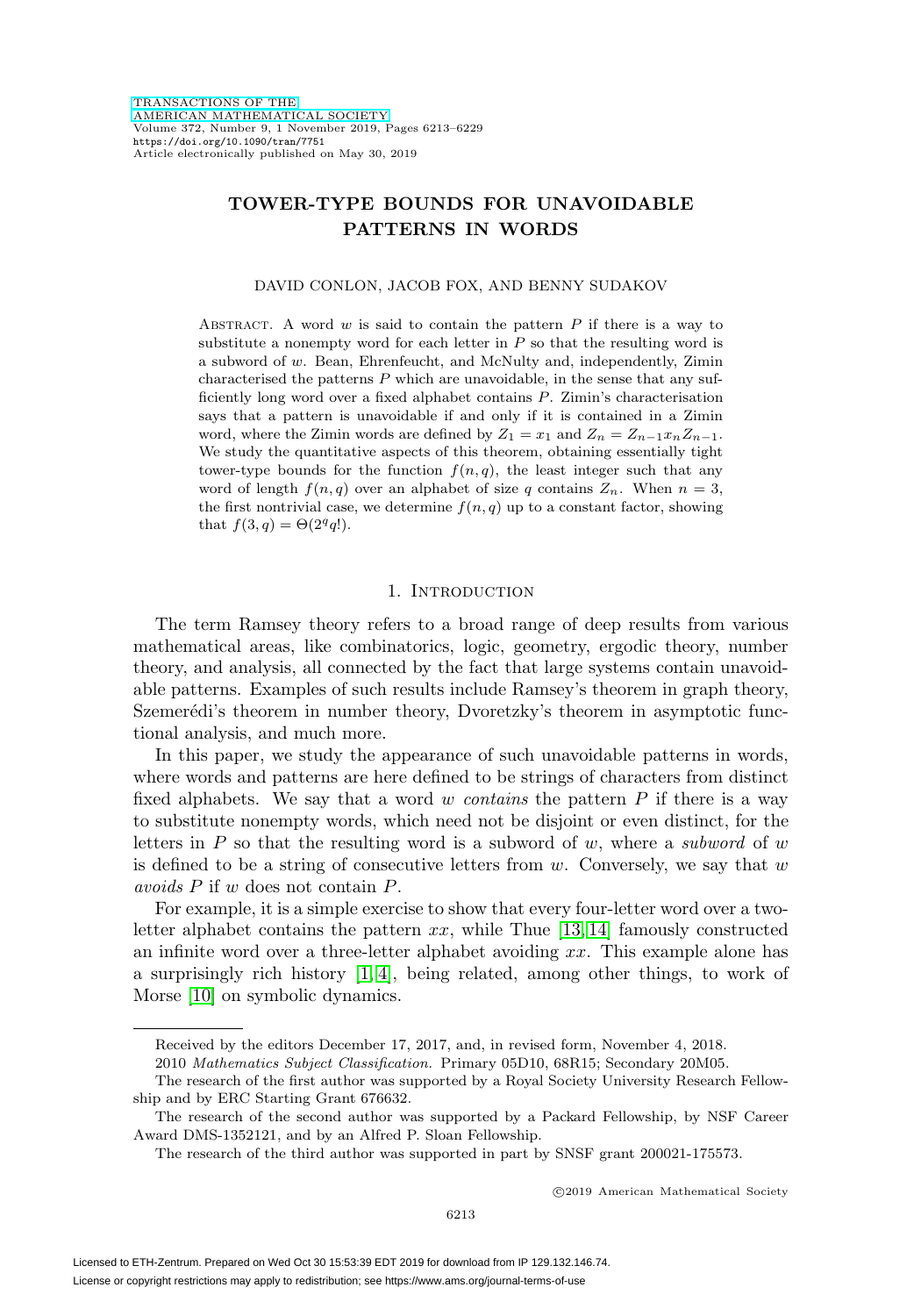# TOWER-TYPE BOUNDS FOR UNAVOIDABLE PATTERNS IN WORDS

DAVID CONLON, JACOB FOX, AND BENNY SUDAKOV

Abstract. A word $w$ is said to contain the pattern $P$ if there is a way to substitute a nonempty word for each letter in $P$ so that the resulting word is a subword of $w$. Bean, Ehrenfeucht, and McNulty and, independently, Zimin characterised the patterns $P$ which are unavoidable, in the sense that any sufficiently long word over a fixed alphabet contains $P$. Zimin's characterisation says that a pattern is unavoidable if and only if it is contained in a Zimin word, where the Zimin words are defined by $Z_1 = x_1$ and $Z_n = Z_{n-1}x_nZ_{n-1}$. We study the quantitative aspects of this theorem, obtaining essentially tight tower-type bounds for the function $f(n, q)$, the least integer such that any word of length $f(n, q)$ over an alphabet of size $q$ contains $Z_n$. When $n = 3$, the first nontrivial case, we determine $f(n, q)$ up to a constant factor, showing that $f(3, q) = \Theta(2^q q!)$.

## 1. Introduction

The term Ramsey theory refers to a broad range of deep results from various mathematical areas, like combinatorics, logic, geometry, ergodic theory, number theory, and analysis, all connected by the fact that large systems contain unavoidable patterns. Examples of such results include Ramsey's theorem in graph theory, Szemerédi's theorem in number theory, Dvoretzky's theorem in asymptotic functional analysis, and much more.

In this paper, we study the appearance of such unavoidable patterns in words, where words and patterns are here defined to be strings of characters from distinct fixed alphabets. We say that a word $w$ *contains* the pattern $P$ if there is a way to substitute nonempty words, which need not be disjoint or even distinct, for the letters in $P$ so that the resulting word is a subword of $w$, where a *subword* of $w$ is defined to be a string of consecutive letters from $w$. Conversely, we say that $w$ *avoids* $P$ if $w$ does not contain $P$.

For example, it is a simple exercise to show that every four-letter word over a two-letter alphabet contains the pattern $xx$, while Thue [13, 14] famously constructed an infinite word over a three-letter alphabet avoiding $xx$. This example alone has a surprisingly rich history [1, 4], being related, among other things, to work of Morse [10] on symbolic dynamics.

---

Received by the editors December 17, 2017, and, in revised form, November 4, 2018.

2010 *Mathematics Subject Classification.* Primary 05D10, 68R15; Secondary 20M05.

The research of the first author was supported by a Royal Society University Research Fellowship and by ERC Starting Grant 676632.

The research of the second author was supported by a Packard Fellowship, by NSF Career Award DMS-1352121, and by an Alfred P. Sloan Fellowship.

The research of the third author was supported in part by SNSF grant 200021-175573.

©2019 American Mathematical Society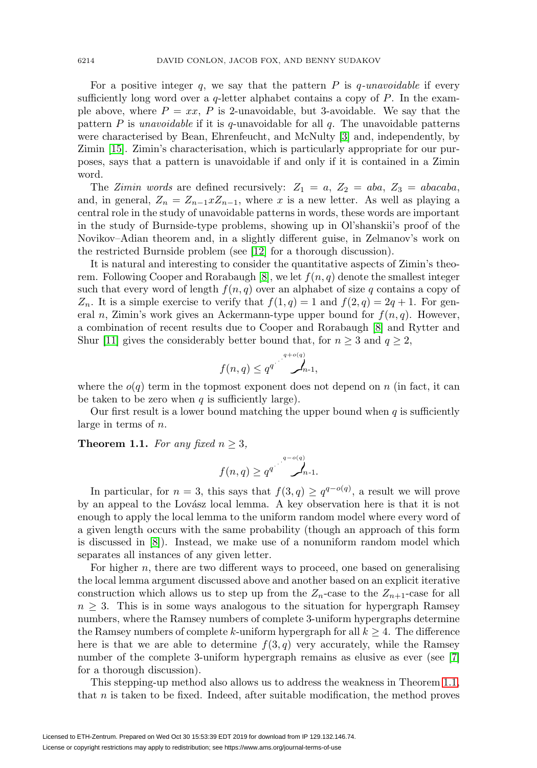For a positive integer $q$, we say that the pattern $P$ is *$q$-unavoidable* if every sufficiently long word over a $q$-letter alphabet contains a copy of $P$. In the example above, where $P = xx$, $P$ is 2-unavoidable, but 3-avoidable. We say that the pattern $P$ is *unavoidable* if it is $q$-unavoidable for all $q$. The unavoidable patterns were characterised by Bean, Ehrenfeucht, and McNulty [3] and, independently, by Zimin [15]. Zimin's characterisation, which is particularly appropriate for our purposes, says that a pattern is unavoidable if and only if it is contained in a Zimin word.

The *Zimin words* are defined recursively: $Z_1 = a$, $Z_2 = aba$, $Z_3 = abacaba$, and, in general, $Z_n = Z_{n-1}xZ_{n-1}$, where $x$ is a new letter. As well as playing a central role in the study of unavoidable patterns in words, these words are important in the study of Burnside-type problems, showing up in Ol'shanskii's proof of the Novikov–Adian theorem and, in a slightly different guise, in Zelmanov's work on the restricted Burnside problem (see [12] for a thorough discussion).

It is natural and interesting to consider the quantitative aspects of Zimin's theorem. Following Cooper and Rorabaugh [8], we let $f(n, q)$ denote the smallest integer such that every word of length $f(n, q)$ over an alphabet of size $q$ contains a copy of $Z_n$. It is a simple exercise to verify that $f(1, q) = 1$ and $f(2, q) = 2q + 1$. For general $n$, Zimin's work gives an Ackermann-type upper bound for $f(n, q)$. However, a combination of recent results due to Cooper and Rorabaugh [8] and Rytter and Shur [11] gives the considerably better bound that, for $n \geq 3$ and $q \geq 2$,

$$f(n, q) \leq \underbrace{q^{q^{\cdot^{\cdot^{\cdot^{q+o(q)}}}}}}_{n-1},$$

where the $o(q)$ term in the topmost exponent does not depend on $n$ (in fact, it can be taken to be zero when $q$ is sufficiently large).

Our first result is a lower bound matching the upper bound when $q$ is sufficiently large in terms of $n$.

**Theorem 1.1.** *For any fixed $n \geq 3$,*

$$f(n, q) \geq \underbrace{q^{q^{\cdot^{\cdot^{\cdot^{q-o(q)}}}}}}_{n-1}.$$

In particular, for $n = 3$, this says that $f(3, q) \geq q^{q-o(q)}$, a result we will prove by an appeal to the Lovász local lemma. A key observation here is that it is not enough to apply the local lemma to the uniform random model where every word of a given length occurs with the same probability (though an approach of this form is discussed in [8]). Instead, we make use of a nonuniform random model which separates all instances of any given letter.

For higher $n$, there are two different ways to proceed, one based on generalising the local lemma argument discussed above and another based on an explicit iterative construction which allows us to step up from the $Z_n$-case to the $Z_{n+1}$-case for all $n \geq 3$. This is in some ways analogous to the situation for hypergraph Ramsey numbers, where the Ramsey numbers of complete 3-uniform hypergraphs determine the Ramsey numbers of complete $k$-uniform hypergraph for all $k \geq 4$. The difference here is that we are able to determine $f(3, q)$ very accurately, while the Ramsey number of the complete 3-uniform hypergraph remains as elusive as ever (see [7] for a thorough discussion).

This stepping-up method also allows us to address the weakness in Theorem 1.1, that $n$ is taken to be fixed. Indeed, after suitable modification, the method proves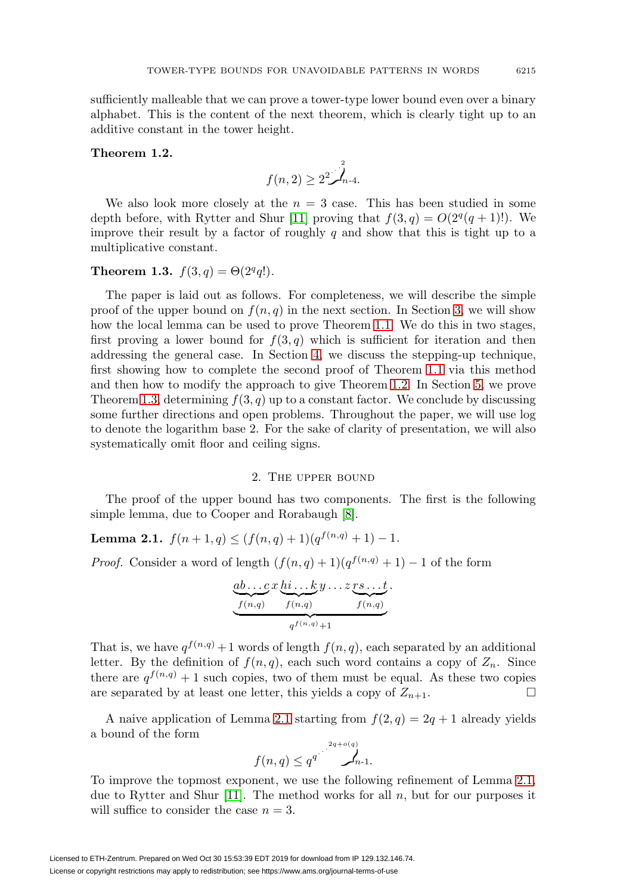sufficiently malleable that we can prove a tower-type lower bound even over a binary alphabet. This is the content of the next theorem, which is clearly tight up to an additive constant in the tower height.

**Theorem 1.2.**

$$f(n,2) \geq 2^{2^{\cdot^{\cdot^{\cdot^{2}}}}}\Big\}_{n\text{-}4}.$$

We also look more closely at the $n = 3$ case. This has been studied in some depth before, with Rytter and Shur [11] proving that $f(3,q) = O(2^q(q+1)!)$. We improve their result by a factor of roughly $q$ and show that this is tight up to a multiplicative constant.

**Theorem 1.3.** $f(3,q) = \Theta(2^q q!)$.

The paper is laid out as follows. For completeness, we will describe the simple proof of the upper bound on $f(n,q)$ in the next section. In Section 3, we will show how the local lemma can be used to prove Theorem 1.1. We do this in two stages, first proving a lower bound for $f(3,q)$ which is sufficient for iteration and then addressing the general case. In Section 4, we discuss the stepping-up technique, first showing how to complete the second proof of Theorem 1.1 via this method and then how to modify the approach to give Theorem 1.2. In Section 5, we prove Theorem 1.3, determining $f(3,q)$ up to a constant factor. We conclude by discussing some further directions and open problems. Throughout the paper, we will use log to denote the logarithm base 2. For the sake of clarity of presentation, we will also systematically omit floor and ceiling signs.

## 2. The upper bound

The proof of the upper bound has two components. The first is the following simple lemma, due to Cooper and Rorabaugh [8].

**Lemma 2.1.** $f(n+1,q) \leq (f(n,q)+1)(q^{f(n,q)}+1) - 1$.

*Proof.* Consider a word of length $(f(n,q)+1)(q^{f(n,q)}+1) - 1$ of the form

$$\underbrace{\underbrace{ab\ldots c}_{f(n,q)}\,x\,\underbrace{hi\ldots k}_{f(n,q)}\,y\ldots z\,\underbrace{rs\ldots t}_{f(n,q)}}_{q^{f(n,q)}+1}.$$

That is, we have $q^{f(n,q)}+1$ words of length $f(n,q)$, each separated by an additional letter. By the definition of $f(n,q)$, each such word contains a copy of $Z_n$. Since there are $q^{f(n,q)}+1$ such copies, two of them must be equal. As these two copies are separated by at least one letter, this yields a copy of $Z_{n+1}$. $\square$

A naive application of Lemma 2.1 starting from $f(2,q) = 2q+1$ already yields a bound of the form

$$f(n,q) \leq q^{q^{\cdot^{\cdot^{\cdot^{2q+o(q)}}}}}\Big\}_{n\text{-}1}.$$

To improve the topmost exponent, we use the following refinement of Lemma 2.1, due to Rytter and Shur [11]. The method works for all $n$, but for our purposes it will suffice to consider the case $n = 3$.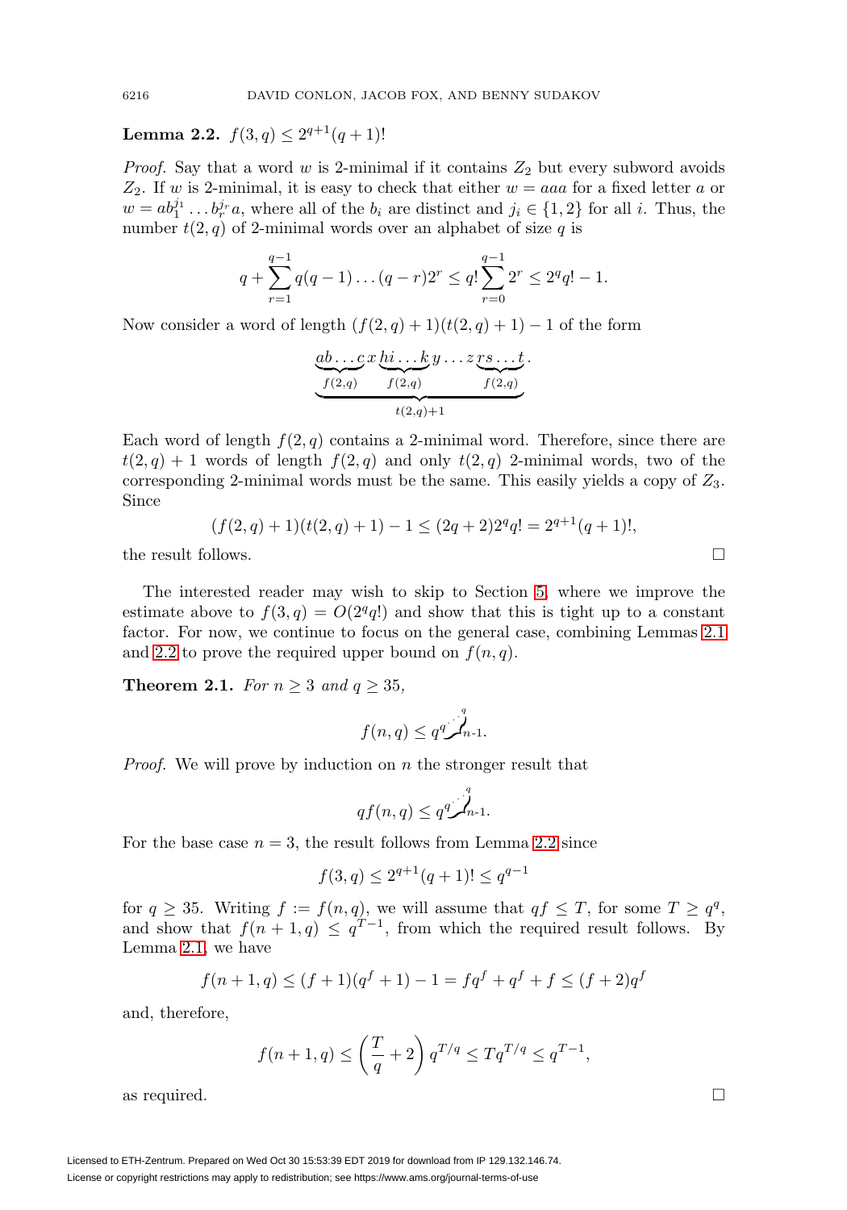**Lemma 2.2.** $f(3, q) \leq 2^{q+1}(q+1)!$

*Proof.* Say that a word $w$ is 2-minimal if it contains $Z_2$ but every subword avoids $Z_2$. If $w$ is 2-minimal, it is easy to check that either $w = aaa$ for a fixed letter $a$ or $w = ab_1^{j_1} \dots b_r^{j_r} a$, where all of the $b_i$ are distinct and $j_i \in \{1, 2\}$ for all $i$. Thus, the number $t(2, q)$ of 2-minimal words over an alphabet of size $q$ is

$$q + \sum_{r=1}^{q-1} q(q-1)\dots(q-r)2^r \leq q! \sum_{r=0}^{q-1} 2^r \leq 2^q q! - 1.$$

Now consider a word of length $(f(2, q) + 1)(t(2, q) + 1) - 1$ of the form

$$\underbrace{\underbrace{ab\dots c}_{f(2,q)} x \underbrace{hi\dots k}_{f(2,q)} y \dots z \underbrace{rs\dots t}_{f(2,q)}}_{t(2,q)+1}.$$

Each word of length $f(2, q)$ contains a 2-minimal word. Therefore, since there are $t(2, q) + 1$ words of length $f(2, q)$ and only $t(2, q)$ 2-minimal words, two of the corresponding 2-minimal words must be the same. This easily yields a copy of $Z_3$. Since

$$(f(2, q) + 1)(t(2, q) + 1) - 1 \leq (2q + 2)2^q q! = 2^{q+1}(q + 1)!,$$

the result follows. $\square$

The interested reader may wish to skip to Section 5, where we improve the estimate above to $f(3, q) = O(2^q q!)$ and show that this is tight up to a constant factor. For now, we continue to focus on the general case, combining Lemmas 2.1 and 2.2 to prove the required upper bound on $f(n, q)$.

**Theorem 2.1.** *For $n \geq 3$ and $q \geq 35$,*

$$f(n, q) \leq q^{q^{\cdot^{\cdot^{\cdot^{q}}}}}\Big\}{n\text{-}1}.$$

*Proof.* We will prove by induction on $n$ the stronger result that

$$q f(n, q) \leq q^{q^{\cdot^{\cdot^{\cdot^{q}}}}}\Big\}{n\text{-}1}.$$

For the base case $n = 3$, the result follows from Lemma 2.2 since

$$f(3, q) \leq 2^{q+1}(q + 1)! \leq q^{q-1}$$

for $q \geq 35$. Writing $f := f(n, q)$, we will assume that $qf \leq T$, for some $T \geq q^q$, and show that $f(n + 1, q) \leq q^{T-1}$, from which the required result follows. By Lemma 2.1, we have

$$f(n + 1, q) \leq (f + 1)(q^f + 1) - 1 = f q^f + q^f + f \leq (f + 2)q^f$$

and, therefore,

$$f(n + 1, q) \leq \left(\frac{T}{q} + 2\right) q^{T/q} \leq T q^{T/q} \leq q^{T-1},$$

as required. $\square$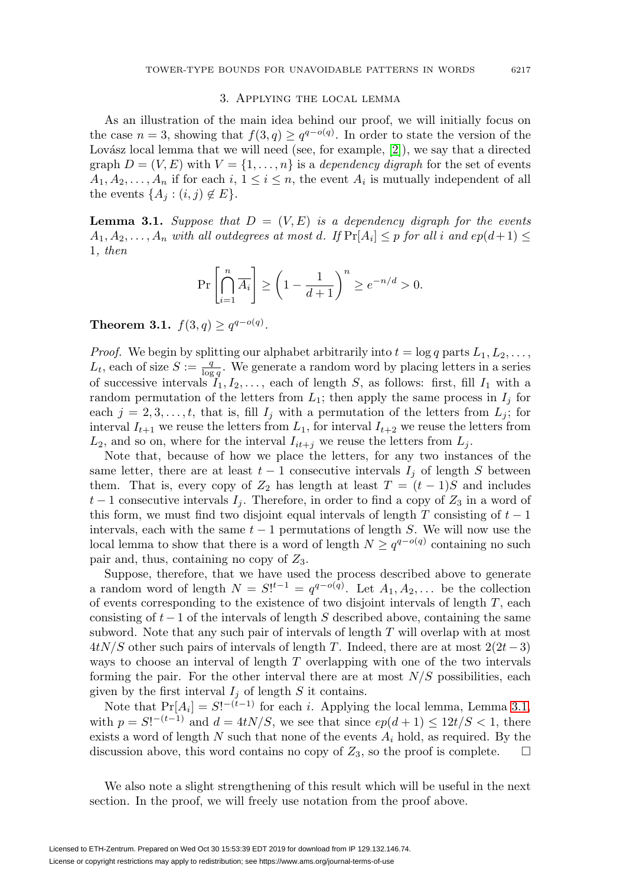## 3. Applying the local lemma

As an illustration of the main idea behind our proof, we will initially focus on the case $n = 3$, showing that $f(3, q) \geq q^{q-o(q)}$. In order to state the version of the Lovász local lemma that we will need (see, for example, [2]), we say that a directed graph $D = (V, E)$ with $V = \{1, \ldots, n\}$ is a *dependency digraph* for the set of events $A_1, A_2, \ldots, A_n$ if for each $i$, $1 \leq i \leq n$, the event $A_i$ is mutually independent of all the events $\{A_j : (i, j) \notin E\}$.

**Lemma 3.1.** *Suppose that $D = (V, E)$ is a dependency digraph for the events $A_1, A_2, \ldots, A_n$ with all outdegrees at most $d$. If $\Pr[A_i] \leq p$ for all $i$ and $ep(d+1) \leq 1$, then*

$$\Pr\left[\bigcap_{i=1}^{n} \overline{A_i}\right] \geq \left(1 - \frac{1}{d+1}\right)^n \geq e^{-n/d} > 0.$$

**Theorem 3.1.** $f(3, q) \geq q^{q-o(q)}$.

*Proof.* We begin by splitting our alphabet arbitrarily into $t = \log q$ parts $L_1, L_2, \ldots, L_t$, each of size $S := \frac{q}{\log q}$. We generate a random word by placing letters in a series of successive intervals $I_1, I_2, \ldots$, each of length $S$, as follows: first, fill $I_1$ with a random permutation of the letters from $L_1$; then apply the same process in $I_j$ for each $j = 2, 3, \ldots, t$, that is, fill $I_j$ with a permutation of the letters from $L_j$; for interval $I_{t+1}$ we reuse the letters from $L_1$, for interval $I_{t+2}$ we reuse the letters from $L_2$, and so on, where for the interval $I_{it+j}$ we reuse the letters from $L_j$.

Note that, because of how we place the letters, for any two instances of the same letter, there are at least $t - 1$ consecutive intervals $I_j$ of length $S$ between them. That is, every copy of $Z_2$ has length at least $T = (t-1)S$ and includes $t - 1$ consecutive intervals $I_j$. Therefore, in order to find a copy of $Z_3$ in a word of this form, we must find two disjoint equal intervals of length $T$ consisting of $t - 1$ intervals, each with the same $t - 1$ permutations of length $S$. We will now use the local lemma to show that there is a word of length $N \geq q^{q-o(q)}$ containing no such pair and, thus, containing no copy of $Z_3$.

Suppose, therefore, that we have used the process described above to generate a random word of length $N = S!^{t-1} = q^{q-o(q)}$. Let $A_1, A_2, \ldots$ be the collection of events corresponding to the existence of two disjoint intervals of length $T$, each consisting of $t-1$ of the intervals of length $S$ described above, containing the same subword. Note that any such pair of intervals of length $T$ will overlap with at most $4tN/S$ other such pairs of intervals of length $T$. Indeed, there are at most $2(2t-3)$ ways to choose an interval of length $T$ overlapping with one of the two intervals forming the pair. For the other interval there are at most $N/S$ possibilities, each given by the first interval $I_j$ of length $S$ it contains.

Note that $\Pr[A_i] = S!^{-(t-1)}$ for each $i$. Applying the local lemma, Lemma 3.1, with $p = S!^{-(t-1)}$ and $d = 4tN/S$, we see that since $ep(d+1) \leq 12t/S < 1$, there exists a word of length $N$ such that none of the events $A_i$ hold, as required. By the discussion above, this word contains no copy of $Z_3$, so the proof is complete. $\square$

We also note a slight strengthening of this result which will be useful in the next section. In the proof, we will freely use notation from the proof above.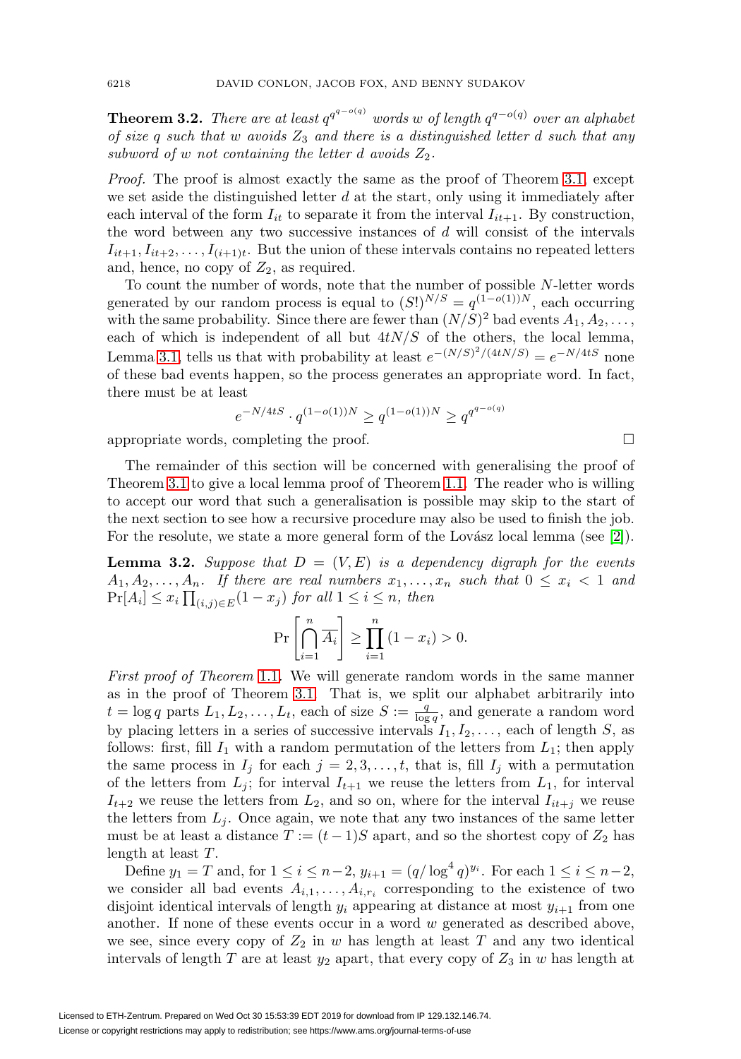**Theorem 3.2.** *There are at least $q^{q^{q-o(q)}}$ words $w$ of length $q^{q-o(q)}$ over an alphabet of size $q$ such that $w$ avoids $Z_3$ and there is a distinguished letter $d$ such that any subword of $w$ not containing the letter $d$ avoids $Z_2$.*

*Proof.* The proof is almost exactly the same as the proof of Theorem 3.1, except we set aside the distinguished letter $d$ at the start, only using it immediately after each interval of the form $I_{it}$ to separate it from the interval $I_{it+1}$. By construction, the word between any two successive instances of $d$ will consist of the intervals $I_{it+1}, I_{it+2}, \ldots, I_{(i+1)t}$. But the union of these intervals contains no repeated letters and, hence, no copy of $Z_2$, as required.

To count the number of words, note that the number of possible $N$-letter words generated by our random process is equal to $(S!)^{N/S} = q^{(1-o(1))N}$, each occurring with the same probability. Since there are fewer than $(N/S)^2$ bad events $A_1, A_2, \ldots$, each of which is independent of all but $4tN/S$ of the others, the local lemma, Lemma 3.1, tells us that with probability at least $e^{-(N/S)^2/(4tN/S)} = e^{-N/4tS}$ none of these bad events happen, so the process generates an appropriate word. In fact, there must be at least

$$e^{-N/4tS} \cdot q^{(1-o(1))N} \geq q^{(1-o(1))N} \geq q^{q^{q-o(q)}}$$

appropriate words, completing the proof. $\square$

The remainder of this section will be concerned with generalising the proof of Theorem 3.1 to give a local lemma proof of Theorem 1.1. The reader who is willing to accept our word that such a generalisation is possible may skip to the start of the next section to see how a recursive procedure may also be used to finish the job. For the resolute, we state a more general form of the Lovász local lemma (see [2]).

**Lemma 3.2.** *Suppose that $D = (V, E)$ is a dependency digraph for the events $A_1, A_2, \ldots, A_n$. If there are real numbers $x_1, \ldots, x_n$ such that $0 \leq x_i < 1$ and $\Pr[A_i] \leq x_i \prod_{(i,j)\in E}(1 - x_j)$ for all $1 \leq i \leq n$, then*

$$\Pr\left[\bigcap_{i=1}^{n} \overline{A_i}\right] \geq \prod_{i=1}^{n}(1 - x_i) > 0.$$

*First proof of Theorem 1.1.* We will generate random words in the same manner as in the proof of Theorem 3.1. That is, we split our alphabet arbitrarily into $t = \log q$ parts $L_1, L_2, \ldots, L_t$, each of size $S := \frac{q}{\log q}$, and generate a random word by placing letters in a series of successive intervals $I_1, I_2, \ldots$, each of length $S$, as follows: first, fill $I_1$ with a random permutation of the letters from $L_1$; then apply the same process in $I_j$ for each $j = 2, 3, \ldots, t$, that is, fill $I_j$ with a permutation of the letters from $L_j$; for interval $I_{t+1}$ we reuse the letters from $L_1$, for interval $I_{t+2}$ we reuse the letters from $L_2$, and so on, where for the interval $I_{it+j}$ we reuse the letters from $L_j$. Once again, we note that any two instances of the same letter must be at least a distance $T := (t-1)S$ apart, and so the shortest copy of $Z_2$ has length at least $T$.

Define $y_1 = T$ and, for $1 \leq i \leq n-2$, $y_{i+1} = (q/\log^4 q)^{y_i}$. For each $1 \leq i \leq n-2$, we consider all bad events $A_{i,1}, \ldots, A_{i,r_i}$ corresponding to the existence of two disjoint identical intervals of length $y_i$ appearing at distance at most $y_{i+1}$ from one another. If none of these events occur in a word $w$ generated as described above, we see, since every copy of $Z_2$ in $w$ has length at least $T$ and any two identical intervals of length $T$ are at least $y_2$ apart, that every copy of $Z_3$ in $w$ has length at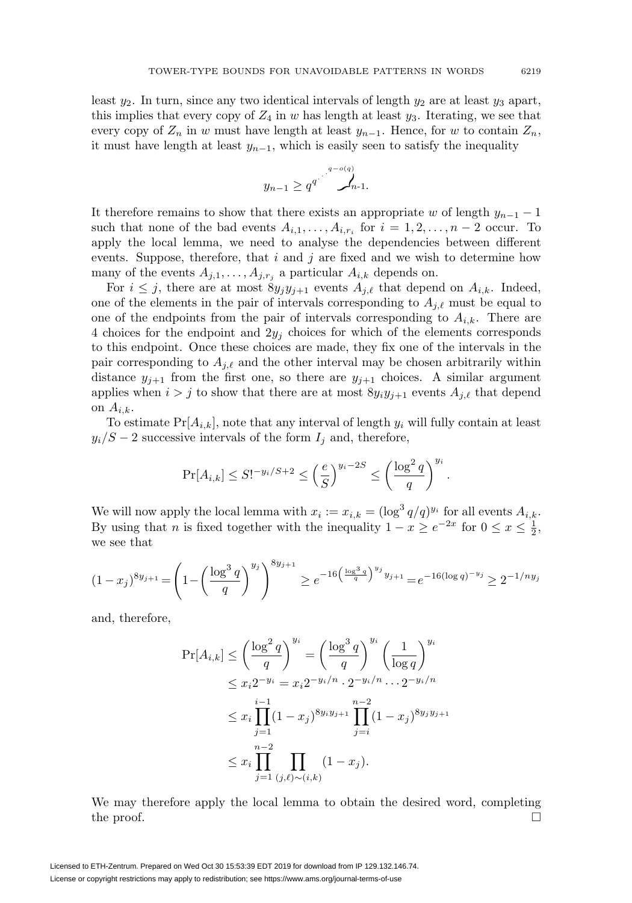least $y_2$. In turn, since any two identical intervals of length $y_2$ are at least $y_3$ apart, this implies that every copy of $Z_4$ in $w$ has length at least $y_3$. Iterating, we see that every copy of $Z_n$ in $w$ must have length at least $y_{n-1}$. Hence, for $w$ to contain $Z_n$, it must have length at least $y_{n-1}$, which is easily seen to satisfy the inequality

$$y_{n-1} \geq q^{q^{\cdot^{\cdot^{\cdot^{q-o(q)}}}}} \Big\}_{n\text{-}1}.$$

It therefore remains to show that there exists an appropriate $w$ of length $y_{n-1} - 1$ such that none of the bad events $A_{i,1}, \ldots, A_{i,r_i}$ for $i = 1, 2, \ldots, n-2$ occur. To apply the local lemma, we need to analyse the dependencies between different events. Suppose, therefore, that $i$ and $j$ are fixed and we wish to determine how many of the events $A_{j,1}, \ldots, A_{j,r_j}$ a particular $A_{i,k}$ depends on.

For $i \leq j$, there are at most $8y_j y_{j+1}$ events $A_{j,\ell}$ that depend on $A_{i,k}$. Indeed, one of the elements in the pair of intervals corresponding to $A_{j,\ell}$ must be equal to one of the endpoints from the pair of intervals corresponding to $A_{i,k}$. There are 4 choices for the endpoint and $2y_j$ choices for which of the elements corresponds to this endpoint. Once these choices are made, they fix one of the intervals in the pair corresponding to $A_{j,\ell}$ and the other interval may be chosen arbitrarily within distance $y_{j+1}$ from the first one, so there are $y_{j+1}$ choices. A similar argument applies when $i > j$ to show that there are at most $8y_i y_{j+1}$ events $A_{j,\ell}$ that depend on $A_{i,k}$.

To estimate $\Pr[A_{i,k}]$, note that any interval of length $y_i$ will fully contain at least $y_i/S - 2$ successive intervals of the form $I_j$ and, therefore,

$$\Pr[A_{i,k}] \leq S!^{-y_i/S+2} \leq \left(\frac{e}{S}\right)^{y_i - 2S} \leq \left(\frac{\log^2 q}{q}\right)^{y_i}.$$

We will now apply the local lemma with $x_i := x_{i,k} = (\log^3 q/q)^{y_i}$ for all events $A_{i,k}$. By using that $n$ is fixed together with the inequality $1 - x \geq e^{-2x}$ for $0 \leq x \leq \frac{1}{2}$, we see that

$$(1-x_j)^{8y_{j+1}} = \left(1 - \left(\frac{\log^3 q}{q}\right)^{y_j}\right)^{8y_{j+1}} \geq e^{-16\left(\frac{\log^3 q}{q}\right)^{y_j} y_{j+1}} = e^{-16(\log q)^{-y_j}} \geq 2^{-1/ny_j}$$

and, therefore,

$$\begin{aligned}
\Pr[A_{i,k}] &\leq \left(\frac{\log^2 q}{q}\right)^{y_i} = \left(\frac{\log^3 q}{q}\right)^{y_i} \left(\frac{1}{\log q}\right)^{y_i} \\
&\leq x_i 2^{-y_i} = x_i 2^{-y_i/n} \cdot 2^{-y_i/n} \cdots 2^{-y_i/n} \\
&\leq x_i \prod_{j=1}^{i-1} (1-x_j)^{8y_i y_{j+1}} \prod_{j=i}^{n-2} (1-x_j)^{8y_j y_{j+1}} \\
&\leq x_i \prod_{j=1}^{n-2} \prod_{(j,\ell)\sim(i,k)} (1-x_j).
\end{aligned}$$

We may therefore apply the local lemma to obtain the desired word, completing the proof. $\square$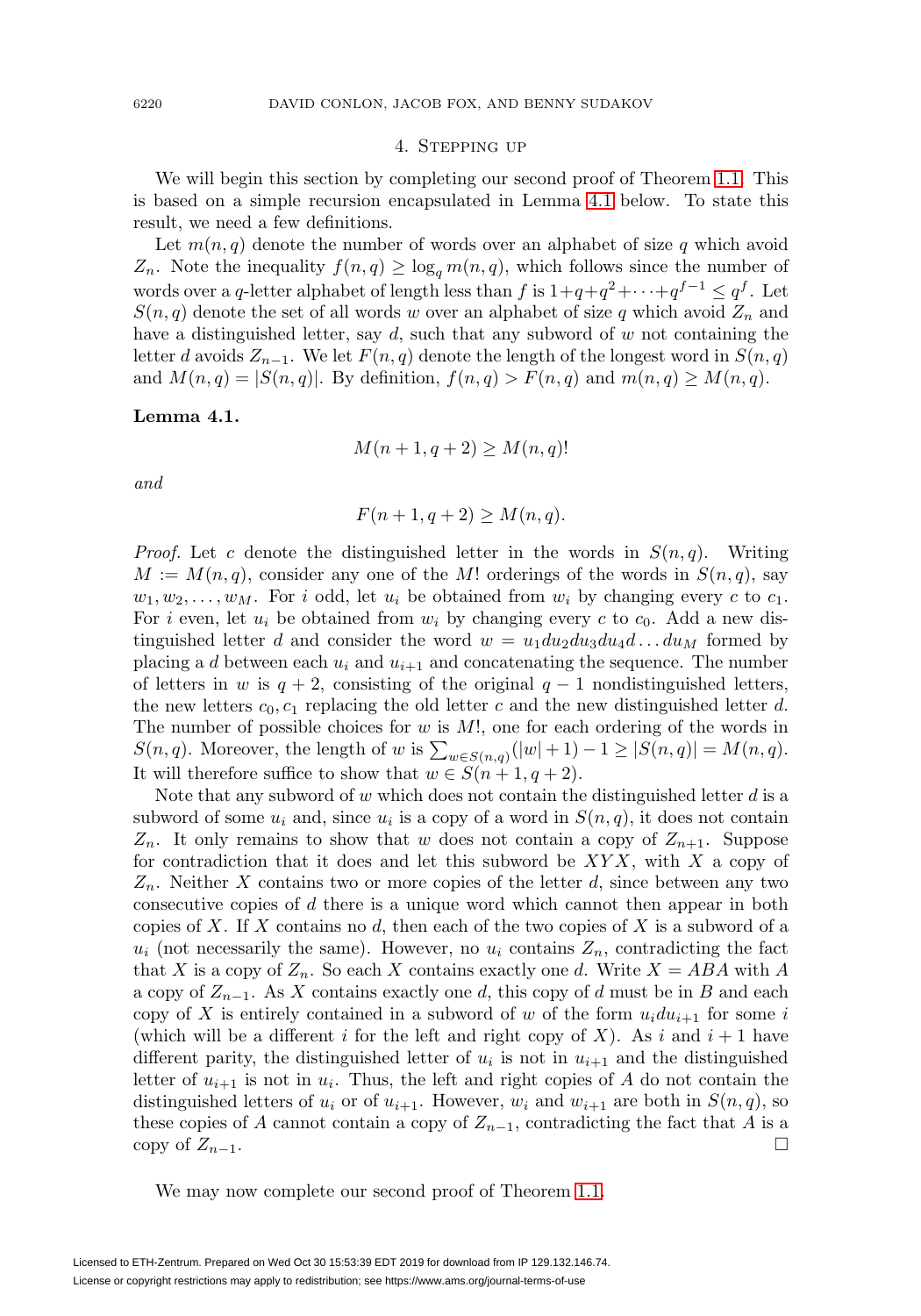## 4. Stepping up

We will begin this section by completing our second proof of Theorem 1.1. This is based on a simple recursion encapsulated in Lemma 4.1 below. To state this result, we need a few definitions.

Let $m(n, q)$ denote the number of words over an alphabet of size $q$ which avoid $Z_n$. Note the inequality $f(n, q) \geq \log_q m(n, q)$, which follows since the number of words over a $q$-letter alphabet of length less than $f$ is $1 + q + q^2 + \cdots + q^{f-1} \leq q^f$. Let $S(n, q)$ denote the set of all words $w$ over an alphabet of size $q$ which avoid $Z_n$ and have a distinguished letter, say $d$, such that any subword of $w$ not containing the letter $d$ avoids $Z_{n-1}$. We let $F(n, q)$ denote the length of the longest word in $S(n, q)$ and $M(n, q) = |S(n, q)|$. By definition, $f(n, q) > F(n, q)$ and $m(n, q) \geq M(n, q)$.

**Lemma 4.1.**

$$M(n + 1, q + 2) \geq M(n, q)!$$

*and*

$$F(n + 1, q + 2) \geq M(n, q).$$

*Proof.* Let $c$ denote the distinguished letter in the words in $S(n, q)$. Writing $M := M(n, q)$, consider any one of the $M!$ orderings of the words in $S(n, q)$, say $w_1, w_2, \ldots, w_M$. For $i$ odd, let $u_i$ be obtained from $w_i$ by changing every $c$ to $c_1$. For $i$ even, let $u_i$ be obtained from $w_i$ by changing every $c$ to $c_0$. Add a new distinguished letter $d$ and consider the word $w = u_1 d u_2 d u_3 d u_4 d \ldots d u_M$ formed by placing a $d$ between each $u_i$ and $u_{i+1}$ and concatenating the sequence. The number of letters in $w$ is $q + 2$, consisting of the original $q - 1$ nondistinguished letters, the new letters $c_0, c_1$ replacing the old letter $c$ and the new distinguished letter $d$. The number of possible choices for $w$ is $M!$, one for each ordering of the words in $S(n, q)$. Moreover, the length of $w$ is $\sum_{w \in S(n,q)} (|w| + 1) - 1 \geq |S(n, q)| = M(n, q)$. It will therefore suffice to show that $w \in S(n + 1, q + 2)$.

Note that any subword of $w$ which does not contain the distinguished letter $d$ is a subword of some $u_i$ and, since $u_i$ is a copy of a word in $S(n, q)$, it does not contain $Z_n$. It only remains to show that $w$ does not contain a copy of $Z_{n+1}$. Suppose for contradiction that it does and let this subword be $XYX$, with $X$ a copy of $Z_n$. Neither $X$ contains two or more copies of the letter $d$, since between any two consecutive copies of $d$ there is a unique word which cannot then appear in both copies of $X$. If $X$ contains no $d$, then each of the two copies of $X$ is a subword of a $u_i$ (not necessarily the same). However, no $u_i$ contains $Z_n$, contradicting the fact that $X$ is a copy of $Z_n$. So each $X$ contains exactly one $d$. Write $X = ABA$ with $A$ a copy of $Z_{n-1}$. As $X$ contains exactly one $d$, this copy of $d$ must be in $B$ and each copy of $X$ is entirely contained in a subword of $w$ of the form $u_i d u_{i+1}$ for some $i$ (which will be a different $i$ for the left and right copy of $X$). As $i$ and $i + 1$ have different parity, the distinguished letter of $u_i$ is not in $u_{i+1}$ and the distinguished letter of $u_{i+1}$ is not in $u_i$. Thus, the left and right copies of $A$ do not contain the distinguished letters of $u_i$ or of $u_{i+1}$. However, $w_i$ and $w_{i+1}$ are both in $S(n, q)$, so these copies of $A$ cannot contain a copy of $Z_{n-1}$, contradicting the fact that $A$ is a copy of $Z_{n-1}$. $\square$

We may now complete our second proof of Theorem 1.1.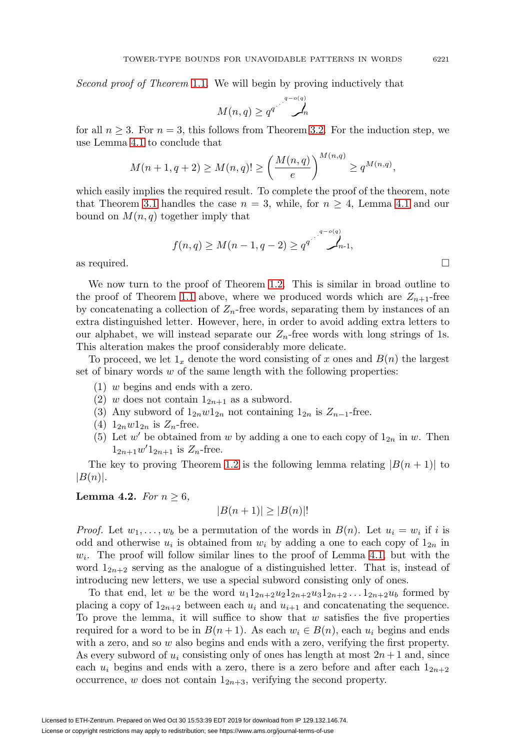*Second proof of Theorem* 1.1. We will begin by proving inductively that

$$M(n,q) \geq q^{q^{\cdot^{\cdot^{\cdot^{q-o(q)}}}}} \Big\} n$$

for all $n \geq 3$. For $n = 3$, this follows from Theorem 3.2. For the induction step, we use Lemma 4.1 to conclude that

$$M(n+1, q+2) \geq M(n,q)! \geq \left(\frac{M(n,q)}{e}\right)^{M(n,q)} \geq q^{M(n,q)},$$

which easily implies the required result. To complete the proof of the theorem, note that Theorem 3.1 handles the case $n = 3$, while, for $n \geq 4$, Lemma 4.1 and our bound on $M(n,q)$ together imply that

$$f(n,q) \geq M(n-1, q-2) \geq q^{q^{\cdot^{\cdot^{\cdot^{q-o(q)}}}}} \Big\} n\text{-}1,$$

as required. □

We now turn to the proof of Theorem 1.2. This is similar in broad outline to the proof of Theorem 1.1 above, where we produced words which are $Z_{n+1}$-free by concatenating a collection of $Z_n$-free words, separating them by instances of an extra distinguished letter. However, here, in order to avoid adding extra letters to our alphabet, we will instead separate our $Z_n$-free words with long strings of 1s. This alteration makes the proof considerably more delicate.

To proceed, we let $1_x$ denote the word consisting of $x$ ones and $B(n)$ the largest set of binary words $w$ of the same length with the following properties:

1. $w$ begins and ends with a zero.
2. $w$ does not contain $1_{2n+1}$ as a subword.
3. Any subword of $1_{2n}w1_{2n}$ not containing $1_{2n}$ is $Z_{n-1}$-free.
4. $1_{2n}w1_{2n}$ is $Z_n$-free.
5. Let $w'$ be obtained from $w$ by adding a one to each copy of $1_{2n}$ in $w$. Then $1_{2n+1}w'1_{2n+1}$ is $Z_n$-free.

The key to proving Theorem 1.2 is the following lemma relating $|B(n+1)|$ to $|B(n)|$.

**Lemma 4.2.** *For $n \geq 6$,*

$$|B(n+1)| \geq |B(n)|!$$

*Proof.* Let $w_1, \ldots, w_b$ be a permutation of the words in $B(n)$. Let $u_i = w_i$ if $i$ is odd and otherwise $u_i$ is obtained from $w_i$ by adding a one to each copy of $1_{2n}$ in $w_i$. The proof will follow similar lines to the proof of Lemma 4.1, but with the word $1_{2n+2}$ serving as the analogue of a distinguished letter. That is, instead of introducing new letters, we use a special subword consisting only of ones.

To that end, let $w$ be the word $u_1 1_{2n+2} u_2 1_{2n+2} u_3 1_{2n+2} \ldots 1_{2n+2} u_b$ formed by placing a copy of $1_{2n+2}$ between each $u_i$ and $u_{i+1}$ and concatenating the sequence. To prove the lemma, it will suffice to show that $w$ satisfies the five properties required for a word to be in $B(n+1)$. As each $w_i \in B(n)$, each $u_i$ begins and ends with a zero, and so $w$ also begins and ends with a zero, verifying the first property. As every subword of $u_i$ consisting only of ones has length at most $2n+1$ and, since each $u_i$ begins and ends with a zero, there is a zero before and after each $1_{2n+2}$ occurrence, $w$ does not contain $1_{2n+3}$, verifying the second property.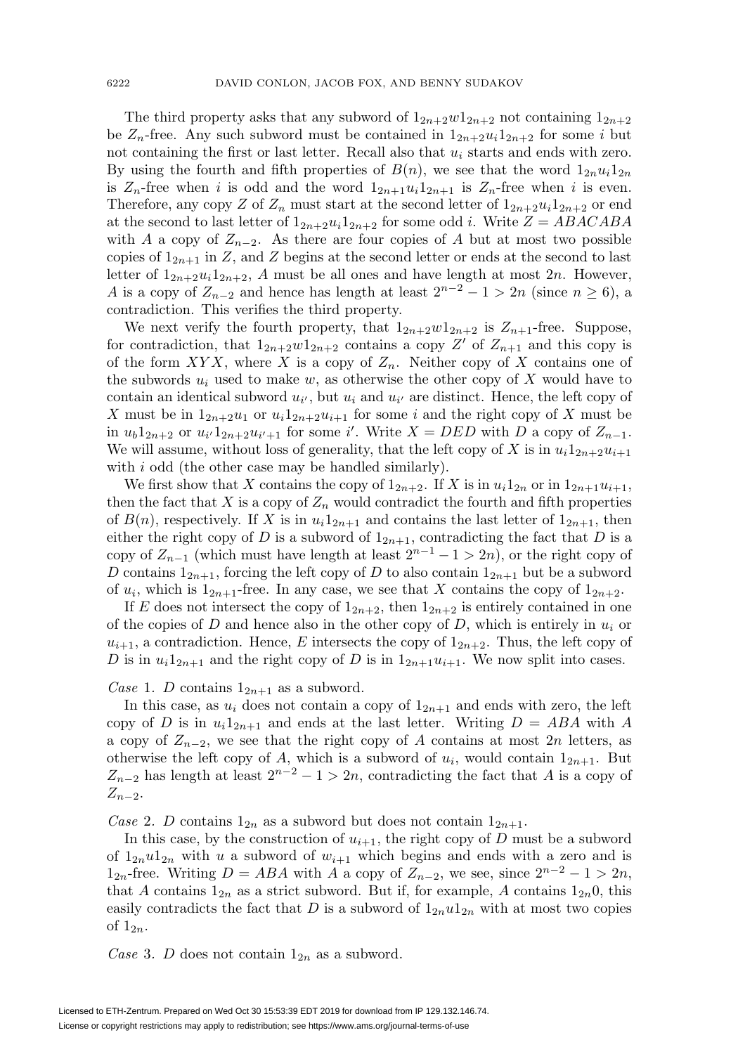The third property asks that any subword of $1_{2n+2}w1_{2n+2}$ not containing $1_{2n+2}$ be $Z_n$-free. Any such subword must be contained in $1_{2n+2}u_i1_{2n+2}$ for some $i$ but not containing the first or last letter. Recall also that $u_i$ starts and ends with zero. By using the fourth and fifth properties of $B(n)$, we see that the word $1_{2n}u_i1_{2n}$ is $Z_n$-free when $i$ is odd and the word $1_{2n+1}u_i1_{2n+1}$ is $Z_n$-free when $i$ is even. Therefore, any copy $Z$ of $Z_n$ must start at the second letter of $1_{2n+2}u_i1_{2n+2}$ or end at the second to last letter of $1_{2n+2}u_i1_{2n+2}$ for some odd $i$. Write $Z = ABACABA$ with $A$ a copy of $Z_{n-2}$. As there are four copies of $A$ but at most two possible copies of $1_{2n+1}$ in $Z$, and $Z$ begins at the second letter or ends at the second to last letter of $1_{2n+2}u_i1_{2n+2}$, $A$ must be all ones and have length at most $2n$. However, $A$ is a copy of $Z_{n-2}$ and hence has length at least $2^{n-2}-1 > 2n$ (since $n \geq 6$), a contradiction. This verifies the third property.

We next verify the fourth property, that $1_{2n+2}w1_{2n+2}$ is $Z_{n+1}$-free. Suppose, for contradiction, that $1_{2n+2}w1_{2n+2}$ contains a copy $Z'$ of $Z_{n+1}$ and this copy is of the form $XYX$, where $X$ is a copy of $Z_n$. Neither copy of $X$ contains one of the subwords $u_i$ used to make $w$, as otherwise the other copy of $X$ would have to contain an identical subword $u_{i'}$, but $u_i$ and $u_{i'}$ are distinct. Hence, the left copy of $X$ must be in $1_{2n+2}u_1$ or $u_i1_{2n+2}u_{i+1}$ for some $i$ and the right copy of $X$ must be in $u_b1_{2n+2}$ or $u_{i'}1_{2n+2}u_{i'+1}$ for some $i'$. Write $X = DED$ with $D$ a copy of $Z_{n-1}$. We will assume, without loss of generality, that the left copy of $X$ is in $u_i1_{2n+2}u_{i+1}$ with $i$ odd (the other case may be handled similarly).

We first show that $X$ contains the copy of $1_{2n+2}$. If $X$ is in $u_i1_{2n}$ or in $1_{2n+1}u_{i+1}$, then the fact that $X$ is a copy of $Z_n$ would contradict the fourth and fifth properties of $B(n)$, respectively. If $X$ is in $u_i1_{2n+1}$ and contains the last letter of $1_{2n+1}$, then either the right copy of $D$ is a subword of $1_{2n+1}$, contradicting the fact that $D$ is a copy of $Z_{n-1}$ (which must have length at least $2^{n-1}-1 > 2n$), or the right copy of $D$ contains $1_{2n+1}$, forcing the left copy of $D$ to also contain $1_{2n+1}$ but be a subword of $u_i$, which is $1_{2n+1}$-free. In any case, we see that $X$ contains the copy of $1_{2n+2}$.

If $E$ does not intersect the copy of $1_{2n+2}$, then $1_{2n+2}$ is entirely contained in one of the copies of $D$ and hence also in the other copy of $D$, which is entirely in $u_i$ or $u_{i+1}$, a contradiction. Hence, $E$ intersects the copy of $1_{2n+2}$. Thus, the left copy of $D$ is in $u_i1_{2n+1}$ and the right copy of $D$ is in $1_{2n+1}u_{i+1}$. We now split into cases.

*Case* 1. $D$ contains $1_{2n+1}$ as a subword.

In this case, as $u_i$ does not contain a copy of $1_{2n+1}$ and ends with zero, the left copy of $D$ is in $u_i1_{2n+1}$ and ends at the last letter. Writing $D = ABA$ with $A$ a copy of $Z_{n-2}$, we see that the right copy of $A$ contains at most $2n$ letters, as otherwise the left copy of $A$, which is a subword of $u_i$, would contain $1_{2n+1}$. But $Z_{n-2}$ has length at least $2^{n-2}-1 > 2n$, contradicting the fact that $A$ is a copy of $Z_{n-2}$.

*Case* 2. $D$ contains $1_{2n}$ as a subword but does not contain $1_{2n+1}$.

In this case, by the construction of $u_{i+1}$, the right copy of $D$ must be a subword of $1_{2n}u1_{2n}$ with $u$ a subword of $w_{i+1}$ which begins and ends with a zero and is $1_{2n}$-free. Writing $D = ABA$ with $A$ a copy of $Z_{n-2}$, we see, since $2^{n-2}-1 > 2n$, that $A$ contains $1_{2n}$ as a strict subword. But if, for example, $A$ contains $1_{2n}0$, this easily contradicts the fact that $D$ is a subword of $1_{2n}u1_{2n}$ with at most two copies of $1_{2n}$.

*Case* 3. $D$ does not contain $1_{2n}$ as a subword.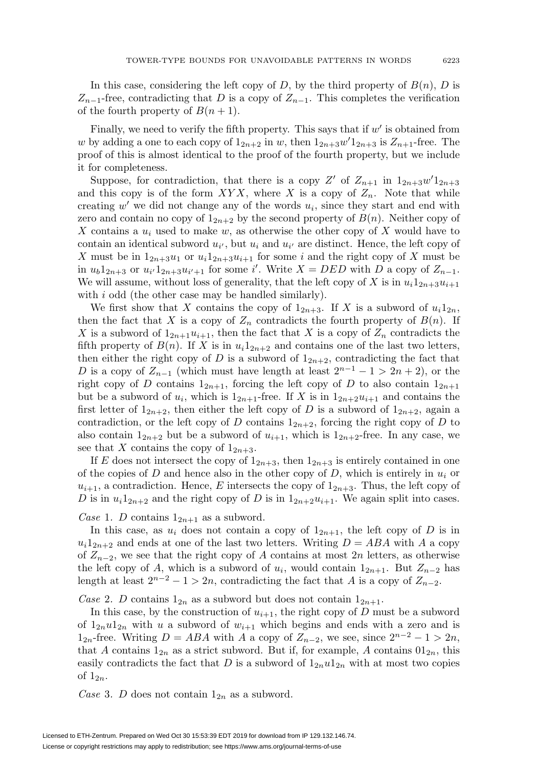In this case, considering the left copy of $D$, by the third property of $B(n)$, $D$ is $Z_{n-1}$-free, contradicting that $D$ is a copy of $Z_{n-1}$. This completes the verification of the fourth property of $B(n+1)$.

Finally, we need to verify the fifth property. This says that if $w'$ is obtained from $w$ by adding a one to each copy of $1_{2n+2}$ in $w$, then $1_{2n+3}w'1_{2n+3}$ is $Z_{n+1}$-free. The proof of this is almost identical to the proof of the fourth property, but we include it for completeness.

Suppose, for contradiction, that there is a copy $Z'$ of $Z_{n+1}$ in $1_{2n+3}w'1_{2n+3}$ and this copy is of the form $XYX$, where $X$ is a copy of $Z_n$. Note that while creating $w'$ we did not change any of the words $u_i$, since they start and end with zero and contain no copy of $1_{2n+2}$ by the second property of $B(n)$. Neither copy of $X$ contains a $u_i$ used to make $w$, as otherwise the other copy of $X$ would have to contain an identical subword $u_{i'}$, but $u_i$ and $u_{i'}$ are distinct. Hence, the left copy of $X$ must be in $1_{2n+3}u_1$ or $u_i1_{2n+3}u_{i+1}$ for some $i$ and the right copy of $X$ must be in $u_b1_{2n+3}$ or $u_{i'}1_{2n+3}u_{i'+1}$ for some $i'$. Write $X = DED$ with $D$ a copy of $Z_{n-1}$. We will assume, without loss of generality, that the left copy of $X$ is in $u_i1_{2n+3}u_{i+1}$ with $i$ odd (the other case may be handled similarly).

We first show that $X$ contains the copy of $1_{2n+3}$. If $X$ is a subword of $u_i1_{2n}$, then the fact that $X$ is a copy of $Z_n$ contradicts the fourth property of $B(n)$. If $X$ is a subword of $1_{2n+1}u_{i+1}$, then the fact that $X$ is a copy of $Z_n$ contradicts the fifth property of $B(n)$. If $X$ is in $u_i1_{2n+2}$ and contains one of the last two letters, then either the right copy of $D$ is a subword of $1_{2n+2}$, contradicting the fact that $D$ is a copy of $Z_{n-1}$ (which must have length at least $2^{n-1} - 1 > 2n + 2$), or the right copy of $D$ contains $1_{2n+1}$, forcing the left copy of $D$ to also contain $1_{2n+1}$ but be a subword of $u_i$, which is $1_{2n+1}$-free. If $X$ is in $1_{2n+2}u_{i+1}$ and contains the first letter of $1_{2n+2}$, then either the left copy of $D$ is a subword of $1_{2n+2}$, again a contradiction, or the left copy of $D$ contains $1_{2n+2}$, forcing the right copy of $D$ to also contain $1_{2n+2}$ but be a subword of $u_{i+1}$, which is $1_{2n+2}$-free. In any case, we see that $X$ contains the copy of $1_{2n+3}$.

If $E$ does not intersect the copy of $1_{2n+3}$, then $1_{2n+3}$ is entirely contained in one of the copies of $D$ and hence also in the other copy of $D$, which is entirely in $u_i$ or $u_{i+1}$, a contradiction. Hence, $E$ intersects the copy of $1_{2n+3}$. Thus, the left copy of $D$ is in $u_i1_{2n+2}$ and the right copy of $D$ is in $1_{2n+2}u_{i+1}$. We again split into cases.

*Case* 1. $D$ contains $1_{2n+1}$ as a subword.

In this case, as $u_i$ does not contain a copy of $1_{2n+1}$, the left copy of $D$ is in $u_i1_{2n+2}$ and ends at one of the last two letters. Writing $D = ABA$ with $A$ a copy of $Z_{n-2}$, we see that the right copy of $A$ contains at most $2n$ letters, as otherwise the left copy of $A$, which is a subword of $u_i$, would contain $1_{2n+1}$. But $Z_{n-2}$ has length at least $2^{n-2} - 1 > 2n$, contradicting the fact that $A$ is a copy of $Z_{n-2}$.

*Case* 2. $D$ contains $1_{2n}$ as a subword but does not contain $1_{2n+1}$.

In this case, by the construction of $u_{i+1}$, the right copy of $D$ must be a subword of $1_{2n}u1_{2n}$ with $u$ a subword of $w_{i+1}$ which begins and ends with a zero and is $1_{2n}$-free. Writing $D = ABA$ with $A$ a copy of $Z_{n-2}$, we see, since $2^{n-2} - 1 > 2n$, that $A$ contains $1_{2n}$ as a strict subword. But if, for example, $A$ contains $01_{2n}$, this easily contradicts the fact that $D$ is a subword of $1_{2n}u1_{2n}$ with at most two copies of $1_{2n}$.

*Case* 3. $D$ does not contain $1_{2n}$ as a subword.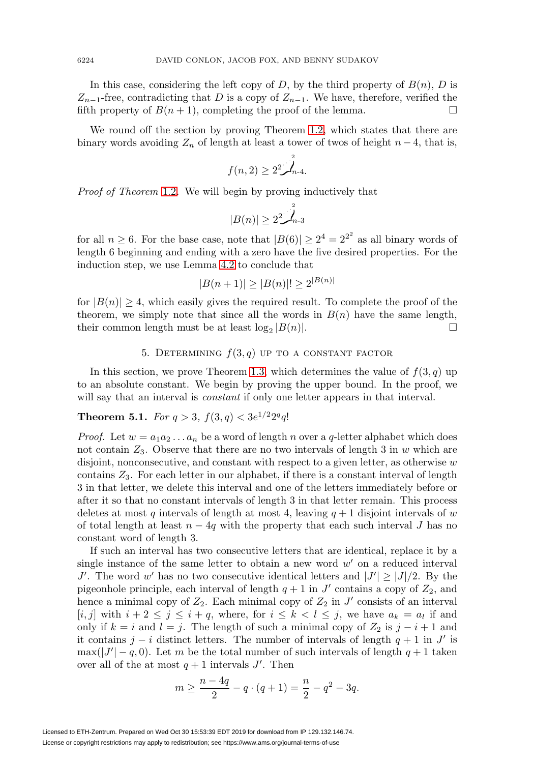In this case, considering the left copy of $D$, by the third property of $B(n)$, $D$ is $Z_{n-1}$-free, contradicting that $D$ is a copy of $Z_{n-1}$. We have, therefore, verified the fifth property of $B(n+1)$, completing the proof of the lemma. □

We round off the section by proving Theorem 1.2, which states that there are binary words avoiding $Z_n$ of length at least a tower of twos of height $n-4$, that is,

$$f(n,2) \geq 2^{2^{\cdot^{\cdot^{2}}}}\Big\}_{n\text{-}4}.$$

*Proof of Theorem* 1.2. We will begin by proving inductively that

$$|B(n)| \geq 2^{2^{\cdot^{\cdot^{2}}}}\Big\}_{n\text{-}3}$$

for all $n \geq 6$. For the base case, note that $|B(6)| \geq 2^4 = 2^{2^2}$ as all binary words of length 6 beginning and ending with a zero have the five desired properties. For the induction step, we use Lemma 4.2 to conclude that

$$|B(n+1)| \geq |B(n)|! \geq 2^{|B(n)|}$$

for $|B(n)| \geq 4$, which easily gives the required result. To complete the proof of the theorem, we simply note that since all the words in $B(n)$ have the same length, their common length must be at least $\log_2 |B(n)|$. □

## 5. Determining $f(3,q)$ up to a constant factor

In this section, we prove Theorem 1.3, which determines the value of $f(3,q)$ up to an absolute constant. We begin by proving the upper bound. In the proof, we will say that an interval is *constant* if only one letter appears in that interval.

**Theorem 5.1.** *For $q > 3$, $f(3,q) < 3e^{1/2}2^q q!$*

*Proof.* Let $w = a_1a_2\ldots a_n$ be a word of length $n$ over a $q$-letter alphabet which does not contain $Z_3$. Observe that there are no two intervals of length 3 in $w$ which are disjoint, nonconsecutive, and constant with respect to a given letter, as otherwise $w$ contains $Z_3$. For each letter in our alphabet, if there is a constant interval of length 3 in that letter, we delete this interval and one of the letters immediately before or after it so that no constant intervals of length 3 in that letter remain. This process deletes at most $q$ intervals of length at most 4, leaving $q+1$ disjoint intervals of $w$ of total length at least $n - 4q$ with the property that each such interval $J$ has no constant word of length 3.

If such an interval has two consecutive letters that are identical, replace it by a single instance of the same letter to obtain a new word $w'$ on a reduced interval $J'$. The word $w'$ has no two consecutive identical letters and $|J'| \geq |J|/2$. By the pigeonhole principle, each interval of length $q+1$ in $J'$ contains a copy of $Z_2$, and hence a minimal copy of $Z_2$. Each minimal copy of $Z_2$ in $J'$ consists of an interval $[i,j]$ with $i+2 \leq j \leq i+q$, where, for $i \leq k < l \leq j$, we have $a_k = a_l$ if and only if $k = i$ and $l = j$. The length of such a minimal copy of $Z_2$ is $j - i + 1$ and it contains $j - i$ distinct letters. The number of intervals of length $q+1$ in $J'$ is $\max(|J'| - q, 0)$. Let $m$ be the total number of such intervals of length $q+1$ taken over all of the at most $q+1$ intervals $J'$. Then

$$m \geq \frac{n-4q}{2} - q\cdot(q+1) = \frac{n}{2} - q^2 - 3q.$$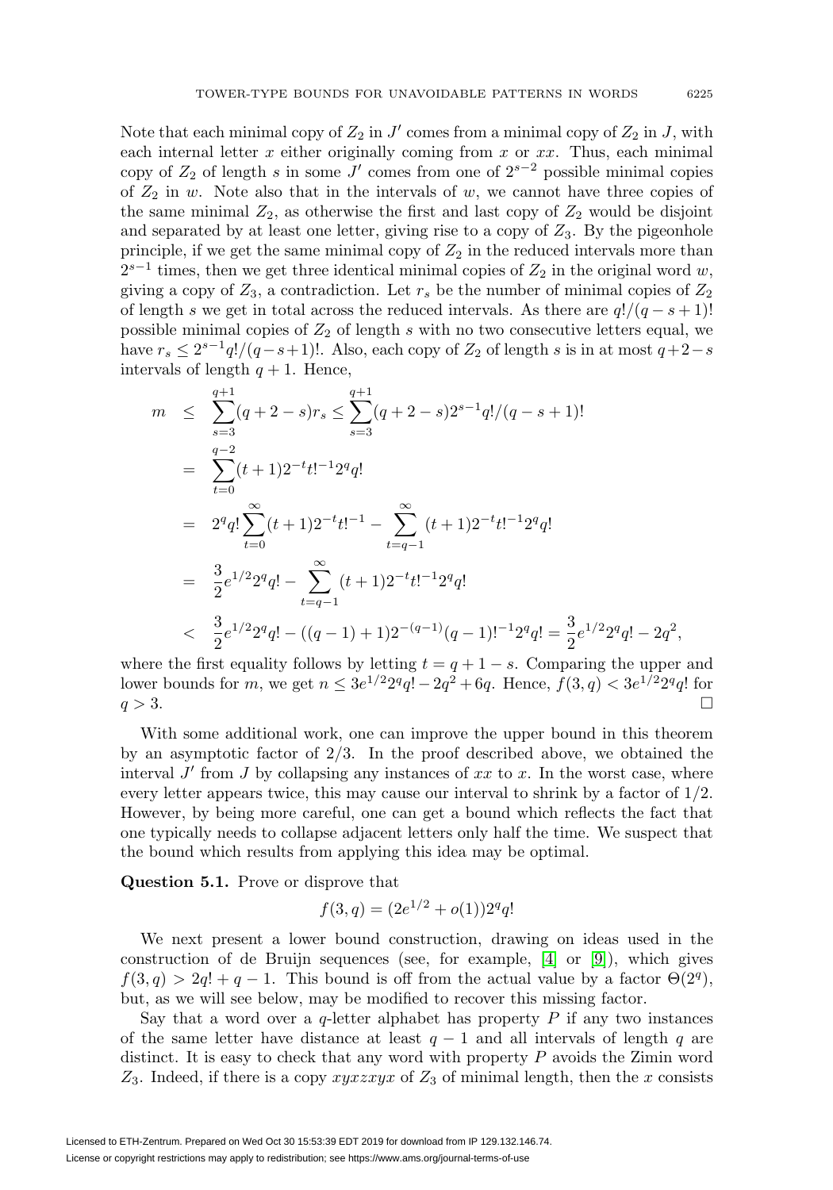Note that each minimal copy of $Z_2$ in $J'$ comes from a minimal copy of $Z_2$ in $J$, with each internal letter $x$ either originally coming from $x$ or $xx$. Thus, each minimal copy of $Z_2$ of length $s$ in some $J'$ comes from one of $2^{s-2}$ possible minimal copies of $Z_2$ in $w$. Note also that in the intervals of $w$, we cannot have three copies of the same minimal $Z_2$, as otherwise the first and last copy of $Z_2$ would be disjoint and separated by at least one letter, giving rise to a copy of $Z_3$. By the pigeonhole principle, if we get the same minimal copy of $Z_2$ in the reduced intervals more than $2^{s-1}$ times, then we get three identical minimal copies of $Z_2$ in the original word $w$, giving a copy of $Z_3$, a contradiction. Let $r_s$ be the number of minimal copies of $Z_2$ of length $s$ we get in total across the reduced intervals. As there are $q!/(q-s+1)!$ possible minimal copies of $Z_2$ of length $s$ with no two consecutive letters equal, we have $r_s \leq 2^{s-1}q!/(q-s+1)!$. Also, each copy of $Z_2$ of length $s$ is in at most $q+2-s$ intervals of length $q+1$. Hence,

$$
\begin{aligned}
m &\leq \sum_{s=3}^{q+1}(q+2-s)r_s \leq \sum_{s=3}^{q+1}(q+2-s)2^{s-1}q!/(q-s+1)! \\
&= \sum_{t=0}^{q-2}(t+1)2^{-t}t!^{-1}2^q q! \\
&= 2^q q! \sum_{t=0}^{\infty}(t+1)2^{-t}t!^{-1} - \sum_{t=q-1}^{\infty}(t+1)2^{-t}t!^{-1}2^q q! \\
&= \frac{3}{2}e^{1/2}2^q q! - \sum_{t=q-1}^{\infty}(t+1)2^{-t}t!^{-1}2^q q! \\
&< \frac{3}{2}e^{1/2}2^q q! - ((q-1)+1)2^{-(q-1)}(q-1)!^{-1}2^q q! = \frac{3}{2}e^{1/2}2^q q! - 2q^2,
\end{aligned}
$$

where the first equality follows by letting $t = q+1-s$. Comparing the upper and lower bounds for $m$, we get $n \leq 3e^{1/2}2^q q! - 2q^2 + 6q$. Hence, $f(3,q) < 3e^{1/2}2^q q!$ for $q > 3$. □

With some additional work, one can improve the upper bound in this theorem by an asymptotic factor of $2/3$. In the proof described above, we obtained the interval $J'$ from $J$ by collapsing any instances of $xx$ to $x$. In the worst case, where every letter appears twice, this may cause our interval to shrink by a factor of $1/2$. However, by being more careful, one can get a bound which reflects the fact that one typically needs to collapse adjacent letters only half the time. We suspect that the bound which results from applying this idea may be optimal.

**Question 5.1.** Prove or disprove that

$$
f(3,q) = (2e^{1/2} + o(1))2^q q!
$$

We next present a lower bound construction, drawing on ideas used in the construction of de Bruijn sequences (see, for example, [4] or [9]), which gives $f(3,q) > 2q! + q - 1$. This bound is off from the actual value by a factor $\Theta(2^q)$, but, as we will see below, may be modified to recover this missing factor.

Say that a word over a $q$-letter alphabet has property $P$ if any two instances of the same letter have distance at least $q-1$ and all intervals of length $q$ are distinct. It is easy to check that any word with property $P$ avoids the Zimin word $Z_3$. Indeed, if there is a copy $xyxzxyx$ of $Z_3$ of minimal length, then the $x$ consists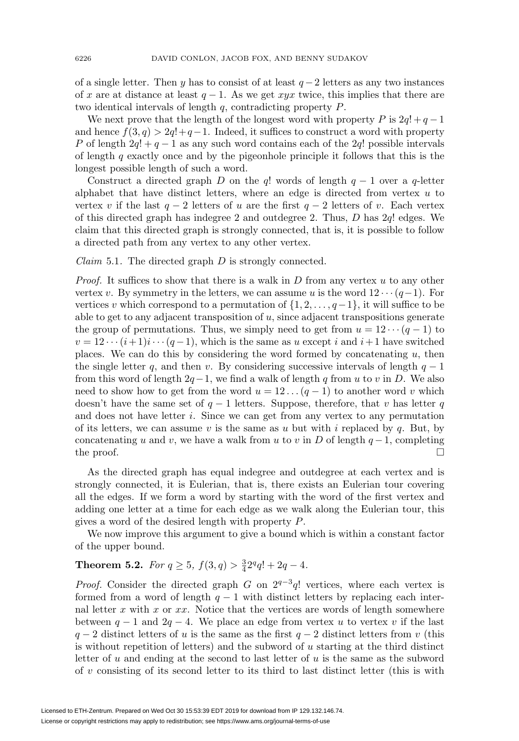of a single letter. Then $y$ has to consist of at least $q-2$ letters as any two instances of $x$ are at distance at least $q-1$. As we get $xyx$ twice, this implies that there are two identical intervals of length $q$, contradicting property $P$.

We next prove that the length of the longest word with property $P$ is $2q! + q - 1$ and hence $f(3, q) > 2q! + q - 1$. Indeed, it suffices to construct a word with property $P$ of length $2q! + q - 1$ as any such word contains each of the $2q!$ possible intervals of length $q$ exactly once and by the pigeonhole principle it follows that this is the longest possible length of such a word.

Construct a directed graph $D$ on the $q!$ words of length $q - 1$ over a $q$-letter alphabet that have distinct letters, where an edge is directed from vertex $u$ to vertex $v$ if the last $q - 2$ letters of $u$ are the first $q - 2$ letters of $v$. Each vertex of this directed graph has indegree 2 and outdegree 2. Thus, $D$ has $2q!$ edges. We claim that this directed graph is strongly connected, that is, it is possible to follow a directed path from any vertex to any other vertex.

*Claim* 5.1. The directed graph $D$ is strongly connected.

*Proof.* It suffices to show that there is a walk in $D$ from any vertex $u$ to any other vertex $v$. By symmetry in the letters, we can assume $u$ is the word $12\cdots(q-1)$. For vertices $v$ which correspond to a permutation of $\{1, 2, \ldots, q-1\}$, it will suffice to be able to get to any adjacent transposition of $u$, since adjacent transpositions generate the group of permutations. Thus, we simply need to get from $u = 12\cdots(q-1)$ to $v = 12\cdots(i+1)i\cdots(q-1)$, which is the same as $u$ except $i$ and $i+1$ have switched places. We can do this by considering the word formed by concatenating $u$, then the single letter $q$, and then $v$. By considering successive intervals of length $q-1$ from this word of length $2q-1$, we find a walk of length $q$ from $u$ to $v$ in $D$. We also need to show how to get from the word $u = 12\ldots(q-1)$ to another word $v$ which doesn't have the same set of $q-1$ letters. Suppose, therefore, that $v$ has letter $q$ and does not have letter $i$. Since we can get from any vertex to any permutation of its letters, we can assume $v$ is the same as $u$ but with $i$ replaced by $q$. But, by concatenating $u$ and $v$, we have a walk from $u$ to $v$ in $D$ of length $q-1$, completing the proof. $\square$

As the directed graph has equal indegree and outdegree at each vertex and is strongly connected, it is Eulerian, that is, there exists an Eulerian tour covering all the edges. If we form a word by starting with the word of the first vertex and adding one letter at a time for each edge as we walk along the Eulerian tour, this gives a word of the desired length with property $P$.

We now improve this argument to give a bound which is within a constant factor of the upper bound.

**Theorem 5.2.** *For $q \geq 5$, $f(3, q) > \frac{3}{4}2^q q! + 2q - 4$.*

*Proof.* Consider the directed graph $G$ on $2^{q-3}q!$ vertices, where each vertex is formed from a word of length $q-1$ with distinct letters by replacing each internal letter $x$ with $x$ or $xx$. Notice that the vertices are words of length somewhere between $q-1$ and $2q-4$. We place an edge from vertex $u$ to vertex $v$ if the last $q-2$ distinct letters of $u$ is the same as the first $q-2$ distinct letters from $v$ (this is without repetition of letters) and the subword of $u$ starting at the third distinct letter of $u$ and ending at the second to last letter of $u$ is the same as the subword of $v$ consisting of its second letter to its third to last distinct letter (this is with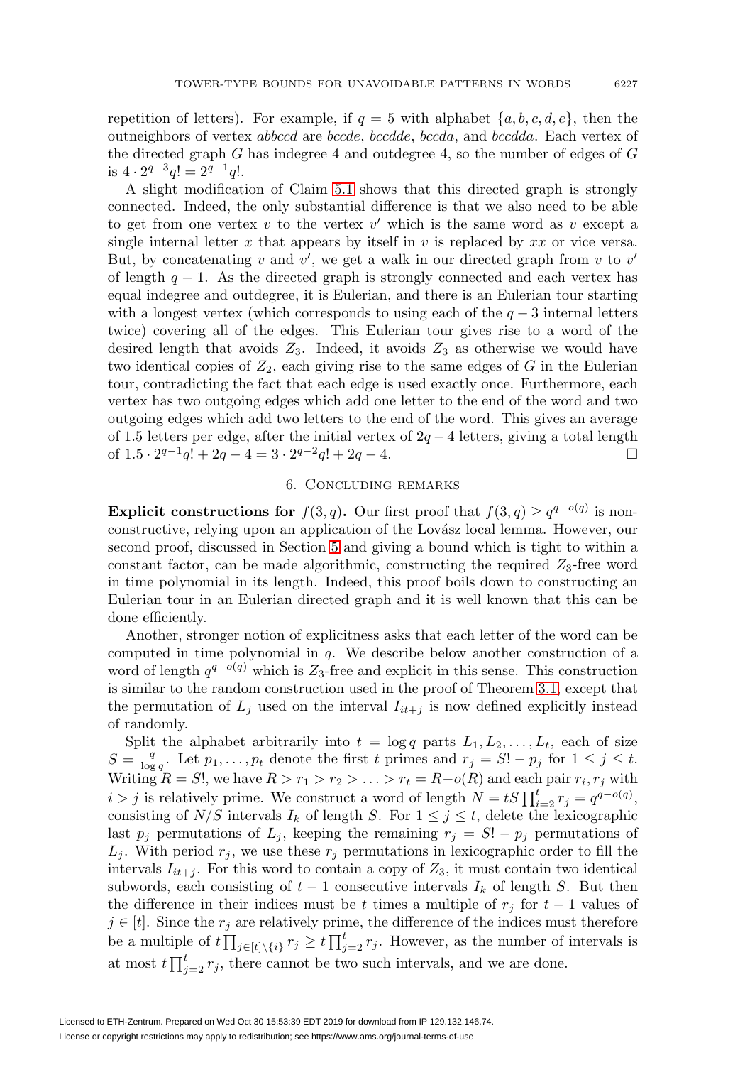repetition of letters). For example, if $q = 5$ with alphabet $\{a, b, c, d, e\}$, then the outneighbors of vertex *abbccd* are *bccde*, *bccdde*, *bccda*, and *bccdda*. Each vertex of the directed graph $G$ has indegree 4 and outdegree 4, so the number of edges of $G$ is $4 \cdot 2^{q-3}q! = 2^{q-1}q!$.

A slight modification of Claim 5.1 shows that this directed graph is strongly connected. Indeed, the only substantial difference is that we also need to be able to get from one vertex $v$ to the vertex $v'$ which is the same word as $v$ except a single internal letter $x$ that appears by itself in $v$ is replaced by $xx$ or vice versa. But, by concatenating $v$ and $v'$, we get a walk in our directed graph from $v$ to $v'$ of length $q - 1$. As the directed graph is strongly connected and each vertex has equal indegree and outdegree, it is Eulerian, and there is an Eulerian tour starting with a longest vertex (which corresponds to using each of the $q - 3$ internal letters twice) covering all of the edges. This Eulerian tour gives rise to a word of the desired length that avoids $Z_3$. Indeed, it avoids $Z_3$ as otherwise we would have two identical copies of $Z_2$, each giving rise to the same edges of $G$ in the Eulerian tour, contradicting the fact that each edge is used exactly once. Furthermore, each vertex has two outgoing edges which add one letter to the end of the word and two outgoing edges which add two letters to the end of the word. This gives an average of 1.5 letters per edge, after the initial vertex of $2q - 4$ letters, giving a total length of $1.5 \cdot 2^{q-1}q! + 2q - 4 = 3 \cdot 2^{q-2}q! + 2q - 4$. □

## 6. Concluding remarks

**Explicit constructions for** $f(3, q)$**.** Our first proof that $f(3, q) \geq q^{q-o(q)}$ is nonconstructive, relying upon an application of the Lovász local lemma. However, our second proof, discussed in Section 5 and giving a bound which is tight to within a constant factor, can be made algorithmic, constructing the required $Z_3$-free word in time polynomial in its length. Indeed, this proof boils down to constructing an Eulerian tour in an Eulerian directed graph and it is well known that this can be done efficiently.

Another, stronger notion of explicitness asks that each letter of the word can be computed in time polynomial in $q$. We describe below another construction of a word of length $q^{q-o(q)}$ which is $Z_3$-free and explicit in this sense. This construction is similar to the random construction used in the proof of Theorem 3.1, except that the permutation of $L_j$ used on the interval $I_{it+j}$ is now defined explicitly instead of randomly.

Split the alphabet arbitrarily into $t = \log q$ parts $L_1, L_2, \ldots, L_t$, each of size $S = \frac{q}{\log q}$. Let $p_1, \ldots, p_t$ denote the first $t$ primes and $r_j = S! - p_j$ for $1 \leq j \leq t$. Writing $R = S!$, we have $R > r_1 > r_2 > \ldots > r_t = R - o(R)$ and each pair $r_i, r_j$ with $i > j$ is relatively prime. We construct a word of length $N = tS\prod_{i=2}^{t} r_j = q^{q-o(q)}$, consisting of $N/S$ intervals $I_k$ of length $S$. For $1 \leq j \leq t$, delete the lexicographic last $p_j$ permutations of $L_j$, keeping the remaining $r_j = S! - p_j$ permutations of $L_j$. With period $r_j$, we use these $r_j$ permutations in lexicographic order to fill the intervals $I_{it+j}$. For this word to contain a copy of $Z_3$, it must contain two identical subwords, each consisting of $t - 1$ consecutive intervals $I_k$ of length $S$. But then the difference in their indices must be $t$ times a multiple of $r_j$ for $t - 1$ values of $j \in [t]$. Since the $r_j$ are relatively prime, the difference of the indices must therefore be a multiple of $t\prod_{j\in[t]\setminus\{i\}} r_j \geq t\prod_{j=2}^{t} r_j$. However, as the number of intervals is at most $t\prod_{j=2}^{t} r_j$, there cannot be two such intervals, and we are done.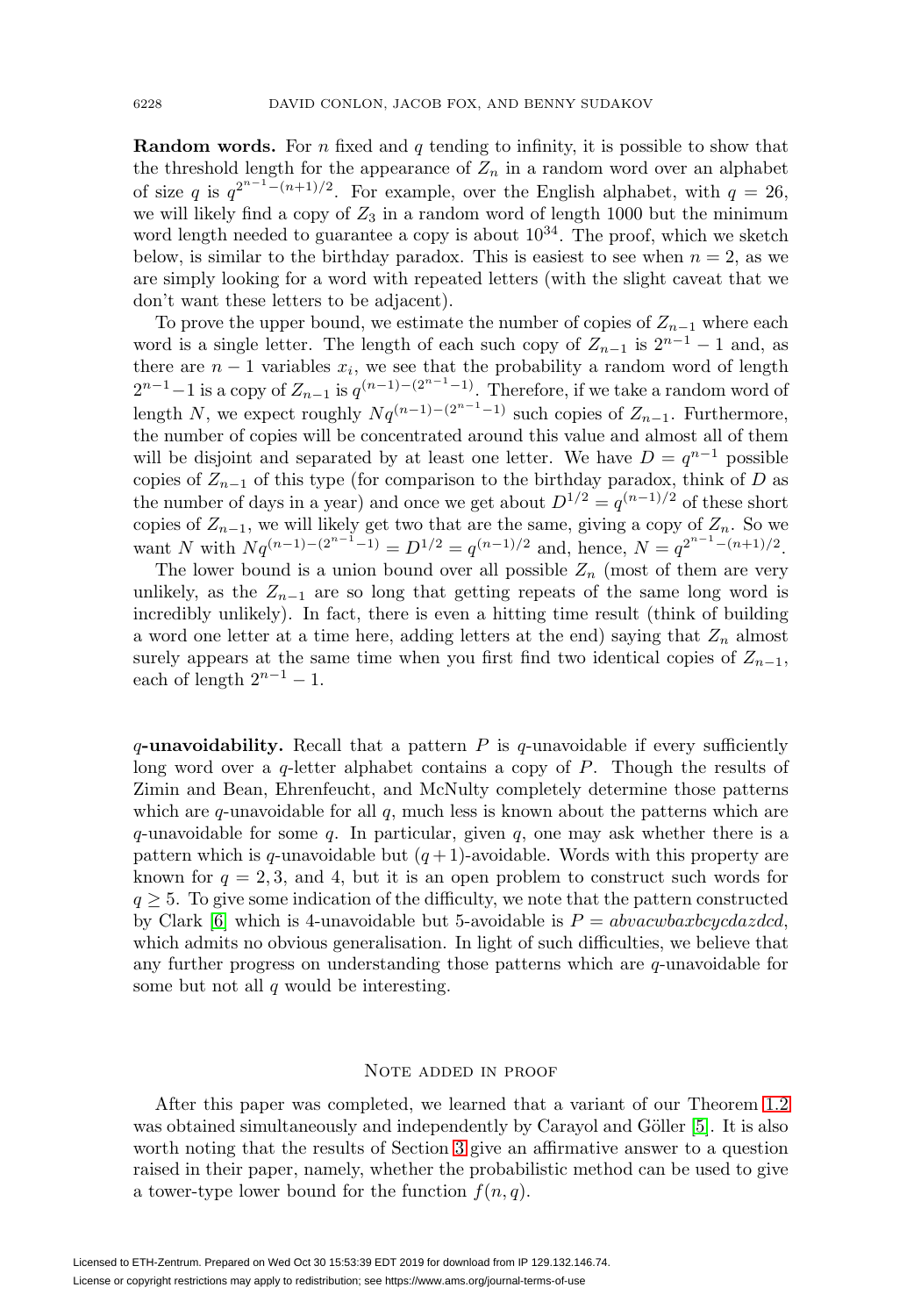**Random words.** For $n$ fixed and $q$ tending to infinity, it is possible to show that the threshold length for the appearance of $Z_n$ in a random word over an alphabet of size $q$ is $q^{2^{n-1}-(n+1)/2}$. For example, over the English alphabet, with $q = 26$, we will likely find a copy of $Z_3$ in a random word of length 1000 but the minimum word length needed to guarantee a copy is about $10^{34}$. The proof, which we sketch below, is similar to the birthday paradox. This is easiest to see when $n = 2$, as we are simply looking for a word with repeated letters (with the slight caveat that we don't want these letters to be adjacent).

To prove the upper bound, we estimate the number of copies of $Z_{n-1}$ where each word is a single letter. The length of each such copy of $Z_{n-1}$ is $2^{n-1} - 1$ and, as there are $n - 1$ variables $x_i$, we see that the probability a random word of length $2^{n-1}-1$ is a copy of $Z_{n-1}$ is $q^{(n-1)-(2^{n-1}-1)}$. Therefore, if we take a random word of length $N$, we expect roughly $Nq^{(n-1)-(2^{n-1}-1)}$ such copies of $Z_{n-1}$. Furthermore, the number of copies will be concentrated around this value and almost all of them will be disjoint and separated by at least one letter. We have $D = q^{n-1}$ possible copies of $Z_{n-1}$ of this type (for comparison to the birthday paradox, think of $D$ as the number of days in a year) and once we get about $D^{1/2} = q^{(n-1)/2}$ of these short copies of $Z_{n-1}$, we will likely get two that are the same, giving a copy of $Z_n$. So we want $N$ with $Nq^{(n-1)-(2^{n-1}-1)} = D^{1/2} = q^{(n-1)/2}$ and, hence, $N = q^{2^{n-1}-(n+1)/2}$.

The lower bound is a union bound over all possible $Z_n$ (most of them are very unlikely, as the $Z_{n-1}$ are so long that getting repeats of the same long word is incredibly unlikely). In fact, there is even a hitting time result (think of building a word one letter at a time here, adding letters at the end) saying that $Z_n$ almost surely appears at the same time when you first find two identical copies of $Z_{n-1}$, each of length $2^{n-1} - 1$.

**$q$-unavoidability.** Recall that a pattern $P$ is $q$-unavoidable if every sufficiently long word over a $q$-letter alphabet contains a copy of $P$. Though the results of Zimin and Bean, Ehrenfeucht, and McNulty completely determine those patterns which are $q$-unavoidable for all $q$, much less is known about the patterns which are $q$-unavoidable for some $q$. In particular, given $q$, one may ask whether there is a pattern which is $q$-unavoidable but $(q+1)$-avoidable. Words with this property are known for $q = 2, 3$, and 4, but it is an open problem to construct such words for $q \geq 5$. To give some indication of the difficulty, we note that the pattern constructed by Clark [6] which is 4-unavoidable but 5-avoidable is $P = abvacwbaxbcycdazdcd$, which admits no obvious generalisation. In light of such difficulties, we believe that any further progress on understanding those patterns which are $q$-unavoidable for some but not all $q$ would be interesting.

## Note added in proof

After this paper was completed, we learned that a variant of our Theorem 1.2 was obtained simultaneously and independently by Carayol and Göller [5]. It is also worth noting that the results of Section 3 give an affirmative answer to a question raised in their paper, namely, whether the probabilistic method can be used to give a tower-type lower bound for the function $f(n, q)$.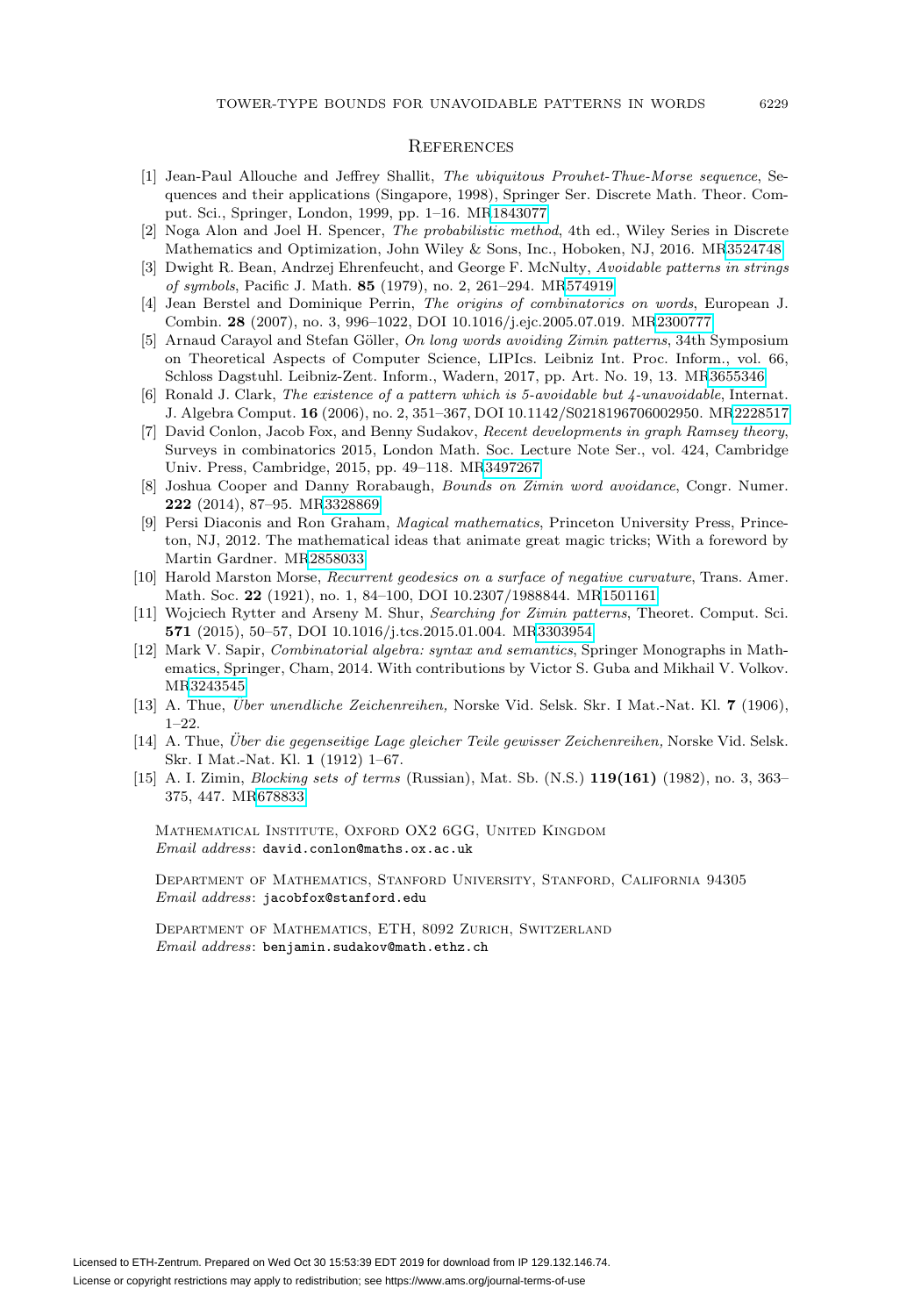## References

[1] Jean-Paul Allouche and Jeffrey Shallit, *The ubiquitous Prouhet-Thue-Morse sequence*, Sequences and their applications (Singapore, 1998), Springer Ser. Discrete Math. Theor. Comput. Sci., Springer, London, 1999, pp. 1–16. MR1843077

[2] Noga Alon and Joel H. Spencer, *The probabilistic method*, 4th ed., Wiley Series in Discrete Mathematics and Optimization, John Wiley & Sons, Inc., Hoboken, NJ, 2016. MR3524748

[3] Dwight R. Bean, Andrzej Ehrenfeucht, and George F. McNulty, *Avoidable patterns in strings of symbols*, Pacific J. Math. **85** (1979), no. 2, 261–294. MR574919

[4] Jean Berstel and Dominique Perrin, *The origins of combinatorics on words*, European J. Combin. **28** (2007), no. 3, 996–1022, DOI 10.1016/j.ejc.2005.07.019. MR2300777

[5] Arnaud Carayol and Stefan Göller, *On long words avoiding Zimin patterns*, 34th Symposium on Theoretical Aspects of Computer Science, LIPIcs. Leibniz Int. Proc. Inform., vol. 66, Schloss Dagstuhl. Leibniz-Zent. Inform., Wadern, 2017, pp. Art. No. 19, 13. MR3655346

[6] Ronald J. Clark, *The existence of a pattern which is 5-avoidable but 4-unavoidable*, Internat. J. Algebra Comput. **16** (2006), no. 2, 351–367, DOI 10.1142/S0218196706002950. MR2228517

[7] David Conlon, Jacob Fox, and Benny Sudakov, *Recent developments in graph Ramsey theory*, Surveys in combinatorics 2015, London Math. Soc. Lecture Note Ser., vol. 424, Cambridge Univ. Press, Cambridge, 2015, pp. 49–118. MR3497267

[8] Joshua Cooper and Danny Rorabaugh, *Bounds on Zimin word avoidance*, Congr. Numer. **222** (2014), 87–95. MR3328869

[9] Persi Diaconis and Ron Graham, *Magical mathematics*, Princeton University Press, Princeton, NJ, 2012. The mathematical ideas that animate great magic tricks; With a foreword by Martin Gardner. MR2858033

[10] Harold Marston Morse, *Recurrent geodesics on a surface of negative curvature*, Trans. Amer. Math. Soc. **22** (1921), no. 1, 84–100, DOI 10.2307/1988844. MR1501161

[11] Wojciech Rytter and Arseny M. Shur, *Searching for Zimin patterns*, Theoret. Comput. Sci. **571** (2015), 50–57, DOI 10.1016/j.tcs.2015.01.004. MR3303954

[12] Mark V. Sapir, *Combinatorial algebra: syntax and semantics*, Springer Monographs in Mathematics, Springer, Cham, 2014. With contributions by Victor S. Guba and Mikhail V. Volkov. MR3243545

[13] A. Thue, *Über unendliche Zeichenreihen,* Norske Vid. Selsk. Skr. I Mat.-Nat. Kl. **7** (1906), 1–22.

[14] A. Thue, *Über die gegenseitige Lage gleicher Teile gewisser Zeichenreihen,* Norske Vid. Selsk. Skr. I Mat.-Nat. Kl. **1** (1912) 1–67.

[15] A. I. Zimin, *Blocking sets of terms* (Russian), Mat. Sb. (N.S.) **119(161)** (1982), no. 3, 363–375, 447. MR678833

Mathematical Institute, Oxford OX2 6GG, United Kingdom
*Email address*: david.conlon@maths.ox.ac.uk

Department of Mathematics, Stanford University, Stanford, California 94305
*Email address*: jacobfox@stanford.edu

Department of Mathematics, ETH, 8092 Zurich, Switzerland
*Email address*: benjamin.sudakov@math.ethz.ch